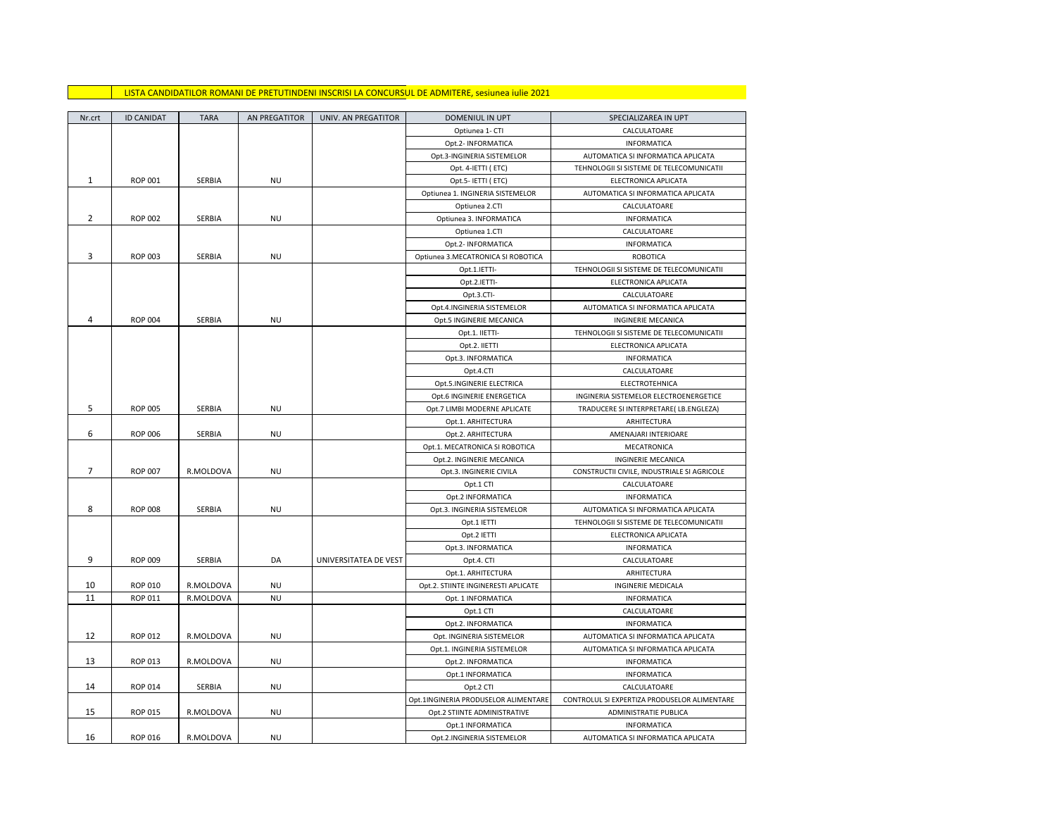LISTA CANDIDATILOR ROMANI DE PRETUTINDENI INSCRISI LA CONCURSUL DE ADMITERE, sesiunea iulie 2021

| Nr.crt | ID CANIDAT | TARA | AN PREGATITOR | UNIV. AN PREGATITOR | DOMENIUL IN UPT | SPECIALIZAREA IN UPT |
|---|---|---|---|---|---|---|
| | | | | | Optiunea 1- CTI | CALCULATOARE |
| | | | | | Opt.2- INFORMATICA | INFORMATICA |
| | | | | | Opt.3-INGINERIA SISTEMELOR | AUTOMATICA SI INFORMATICA APLICATA |
| | | | | | Opt. 4-IETTI ( ETC) | TEHNOLOGII SI SISTEME DE TELECOMUNICATII |
| 1 | ROP 001 | SERBIA | NU | | Opt.5- IETTI ( ETC) | ELECTRONICA APLICATA |
| | | | | | Optiunea 1. INGINERIA SISTEMELOR | AUTOMATICA SI INFORMATICA APLICATA |
| | | | | | Optiunea 2.CTI | CALCULATOARE |
| 2 | ROP 002 | SERBIA | NU | | Optiunea 3. INFORMATICA | INFORMATICA |
| | | | | | Optiunea 1.CTI | CALCULATOARE |
| | | | | | Opt.2- INFORMATICA | INFORMATICA |
| 3 | ROP 003 | SERBIA | NU | | Optiunea 3.MECATRONICA SI ROBOTICA | ROBOTICA |
| | | | | | Opt.1.IETTI- | TEHNOLOGII SI SISTEME DE TELECOMUNICATII |
| | | | | | Opt.2.IETTI- | ELECTRONICA APLICATA |
| | | | | | Opt.3.CTI- | CALCULATOARE |
| | | | | | Opt.4.INGINERIA SISTEMELOR | AUTOMATICA SI INFORMATICA APLICATA |
| 4 | ROP 004 | SERBIA | NU | | Opt.5 INGINERIE MECANICA | INGINERIE MECANICA |
| | | | | | Opt.1. IIETTI- | TEHNOLOGII SI SISTEME DE TELECOMUNICATII |
| | | | | | Opt.2. IIETTI | ELECTRONICA APLICATA |
| | | | | | Opt.3. INFORMATICA | INFORMATICA |
| | | | | | Opt.4.CTI | CALCULATOARE |
| | | | | | Opt.5.INGINERIE ELECTRICA | ELECTROTEHNICA |
| | | | | | Opt.6 INGINERIE ENERGETICA | INGINERIA SISTEMELOR ELECTROENERGETICE |
| 5 | ROP 005 | SERBIA | NU | | Opt.7 LIMBI MODERNE APLICATE | TRADUCERE SI INTERPRETARE( LB.ENGLEZA) |
| | | | | | Opt.1. ARHITECTURA | ARHITECTURA |
| 6 | ROP 006 | SERBIA | NU | | Opt.2. ARHITECTURA | AMENAJARI INTERIOARE |
| | | | | | Opt.1. MECATRONICA SI ROBOTICA | MECATRONICA |
| | | | | | Opt.2. INGINERIE MECANICA | INGINERIE MECANICA |
| 7 | ROP 007 | R.MOLDOVA | NU | | Opt.3. INGINERIE CIVILA | CONSTRUCTII CIVILE, INDUSTRIALE SI AGRICOLE |
| | | | | | Opt.1 CTI | CALCULATOARE |
| | | | | | Opt.2 INFORMATICA | INFORMATICA |
| 8 | ROP 008 | SERBIA | NU | | Opt.3. INGINERIA SISTEMELOR | AUTOMATICA SI INFORMATICA APLICATA |
| | | | | | Opt.1 IETTI | TEHNOLOGII SI SISTEME DE TELECOMUNICATII |
| | | | | | Opt.2 IETTI | ELECTRONICA APLICATA |
| | | | | | Opt.3. INFORMATICA | INFORMATICA |
| 9 | ROP 009 | SERBIA | DA | UNIVERSITATEA DE VEST | Opt.4. CTI | CALCULATOARE |
| | | | | | Opt.1. ARHITECTURA | ARHITECTURA |
| 10 | ROP 010 | R.MOLDOVA | NU | | Opt.2. STIINTE INGINERESTI APLICATE | INGINERIE MEDICALA |
| 11 | ROP 011 | R.MOLDOVA | NU | | Opt. 1 INFORMATICA | INFORMATICA |
| | | | | | Opt.1 CTI | CALCULATOARE |
| | | | | | Opt.2. INFORMATICA | INFORMATICA |
| 12 | ROP 012 | R.MOLDOVA | NU | | Opt. INGINERIA SISTEMELOR | AUTOMATICA SI INFORMATICA APLICATA |
| | | | | | Opt.1. INGINERIA SISTEMELOR | AUTOMATICA SI INFORMATICA APLICATA |
| 13 | ROP 013 | R.MOLDOVA | NU | | Opt.2. INFORMATICA | INFORMATICA |
| | | | | | Opt.1 INFORMATICA | INFORMATICA |
| 14 | ROP 014 | SERBIA | NU | | Opt.2 CTI | CALCULATOARE |
| | | | | | Opt.1INGINERIA PRODUSELOR ALIMENTARE | CONTROLUL SI EXPERTIZA PRODUSELOR ALIMENTARE |
| 15 | ROP 015 | R.MOLDOVA | NU | | Opt.2 STIINTE ADMINISTRATIVE | ADMINISTRATIE PUBLICA |
| | | | | | Opt.1 INFORMATICA | INFORMATICA |
| 16 | ROP 016 | R.MOLDOVA | NU | | Opt.2.INGINERIA SISTEMELOR | AUTOMATICA SI INFORMATICA APLICATA |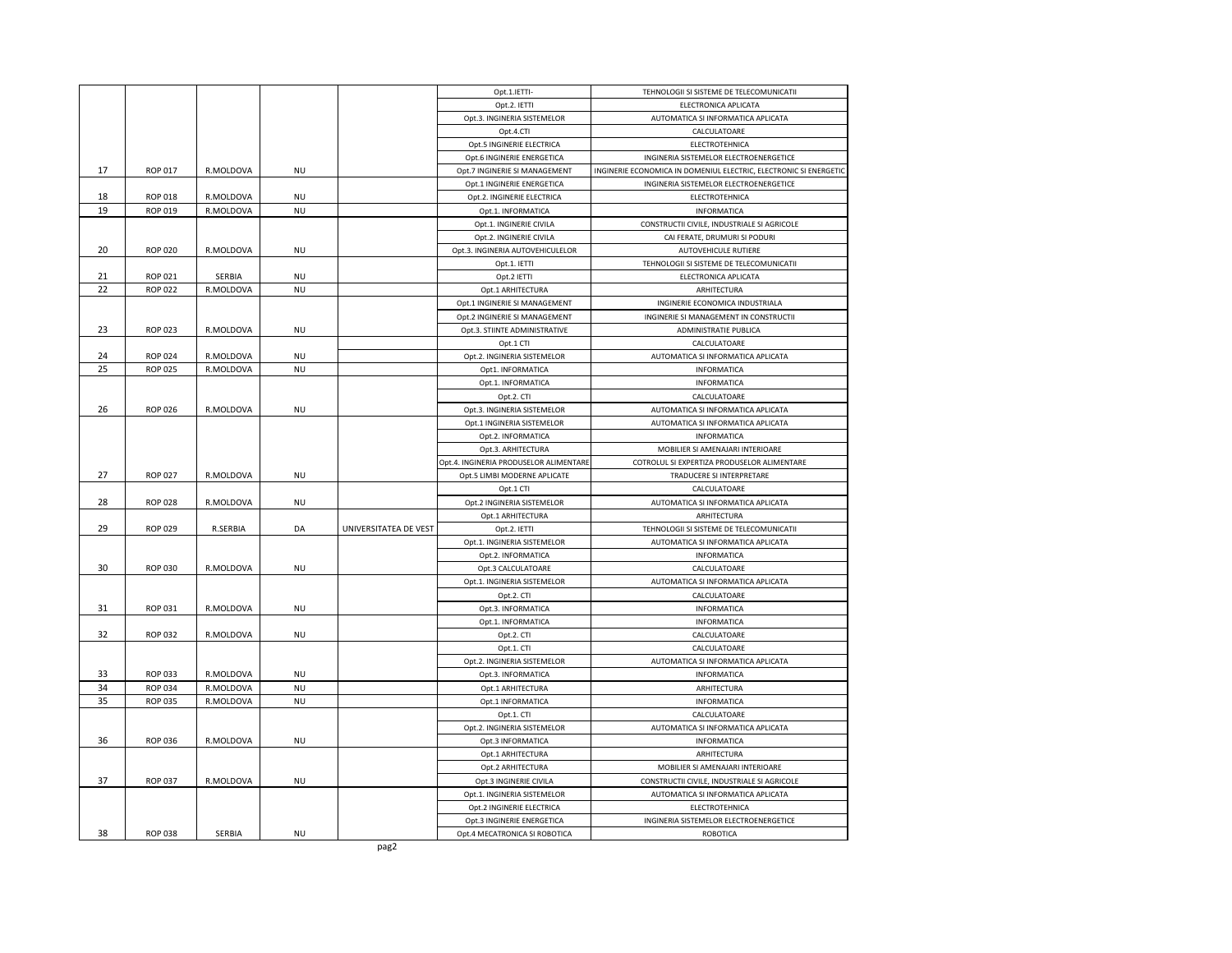| | | | | | Opt.1.IETTI- | TEHNOLOGII SI SISTEME DE TELECOMUNICATII |
|---|---|---|---|---|---|---|
| | | | | | Opt.2. IETTI | ELECTRONICA APLICATA |
| | | | | | Opt.3. INGINERIA SISTEMELOR | AUTOMATICA SI INFORMATICA APLICATA |
| | | | | | Opt.4.CTI | CALCULATOARE |
| | | | | | Opt.5 INGINERIE ELECTRICA | ELECTROTEHNICA |
| | | | | | Opt.6 INGINERIE ENERGETICA | INGINERIA SISTEMELOR ELECTROENERGETICE |
| 17 | ROP 017 | R.MOLDOVA | NU | | Opt.7 INGINERIE SI MANAGEMENT | INGINERIE ECONOMICA IN DOMENIUL ELECTRIC, ELECTRONIC SI ENERGETIC |
| | | | | | Opt.1 INGINERIE ENERGETICA | INGINERIA SISTEMELOR ELECTROENERGETICE |
| 18 | ROP 018 | R.MOLDOVA | NU | | Opt.2. INGINERIE ELECTRICA | ELECTROTEHNICA |
| 19 | ROP 019 | R.MOLDOVA | NU | | Opt.1. INFORMATICA | INFORMATICA |
| | | | | | Opt.1. INGINERIE CIVILA | CONSTRUCTII CIVILE, INDUSTRIALE SI AGRICOLE |
| | | | | | Opt.2. INGINERIE CIVILA | CAI FERATE, DRUMURI SI PODURI |
| 20 | ROP 020 | R.MOLDOVA | NU | | Opt.3. INGINERIA AUTOVEHICULELOR | AUTOVEHICULE RUTIERE |
| | | | | | Opt.1. IETTI | TEHNOLOGII SI SISTEME DE TELECOMUNICATII |
| 21 | ROP 021 | SERBIA | NU | | Opt.2 IETTI | ELECTRONICA APLICATA |
| 22 | ROP 022 | R.MOLDOVA | NU | | Opt.1 ARHITECTURA | ARHITECTURA |
| | | | | | Opt.1 INGINERIE SI MANAGEMENT | INGINERIE ECONOMICA INDUSTRIALA |
| | | | | | Opt.2 INGINERIE SI MANAGEMENT | INGINERIE SI MANAGEMENT IN CONSTRUCTII |
| 23 | ROP 023 | R.MOLDOVA | NU | | Opt.3. STIINTE ADMINISTRATIVE | ADMINISTRATIE PUBLICA |
| | | | | | Opt.1 CTI | CALCULATOARE |
| 24 | ROP 024 | R.MOLDOVA | NU | | Opt.2. INGINERIA SISTEMELOR | AUTOMATICA SI INFORMATICA APLICATA |
| 25 | ROP 025 | R.MOLDOVA | NU | | Opt1. INFORMATICA | INFORMATICA |
| | | | | | Opt.1. INFORMATICA | INFORMATICA |
| | | | | | Opt.2. CTI | CALCULATOARE |
| 26 | ROP 026 | R.MOLDOVA | NU | | Opt.3. INGINERIA SISTEMELOR | AUTOMATICA SI INFORMATICA APLICATA |
| | | | | | Opt.1 INGINERIA SISTEMELOR | AUTOMATICA SI INFORMATICA APLICATA |
| | | | | | Opt.2. INFORMATICA | INFORMATICA |
| | | | | | Opt.3. ARHITECTURA | MOBILIER SI AMENAJARI INTERIOARE |
| | | | | | Opt.4. INGINERIA PRODUSELOR ALIMENTARE | COTROLUL SI EXPERTIZA PRODUSELOR ALIMENTARE |
| 27 | ROP 027 | R.MOLDOVA | NU | | Opt.5 LIMBI MODERNE APLICATE | TRADUCERE SI INTERPRETARE |
| | | | | | Opt.1 CTI | CALCULATOARE |
| 28 | ROP 028 | R.MOLDOVA | NU | | Opt.2 INGINERIA SISTEMELOR | AUTOMATICA SI INFORMATICA APLICATA |
| | | | | | Opt.1 ARHITECTURA | ARHITECTURA |
| 29 | ROP 029 | R.SERBIA | DA | UNIVERSITATEA DE VEST | Opt.2. IETTI | TEHNOLOGII SI SISTEME DE TELECOMUNICATII |
| | | | | | Opt.1. INGINERIA SISTEMELOR | AUTOMATICA SI INFORMATICA APLICATA |
| | | | | | Opt.2. INFORMATICA | INFORMATICA |
| 30 | ROP 030 | R.MOLDOVA | NU | | Opt.3 CALCULATOARE | CALCULATOARE |
| | | | | | Opt.1. INGINERIA SISTEMELOR | AUTOMATICA SI INFORMATICA APLICATA |
| | | | | | Opt.2. CTI | CALCULATOARE |
| 31 | ROP 031 | R.MOLDOVA | NU | | Opt.3. INFORMATICA | INFORMATICA |
| | | | | | Opt.1. INFORMATICA | INFORMATICA |
| 32 | ROP 032 | R.MOLDOVA | NU | | Opt.2. CTI | CALCULATOARE |
| | | | | | Opt.1. CTI | CALCULATOARE |
| | | | | | Opt.2. INGINERIA SISTEMELOR | AUTOMATICA SI INFORMATICA APLICATA |
| 33 | ROP 033 | R.MOLDOVA | NU | | Opt.3. INFORMATICA | INFORMATICA |
| 34 | ROP 034 | R.MOLDOVA | NU | | Opt.1 ARHITECTURA | ARHITECTURA |
| 35 | ROP 035 | R.MOLDOVA | NU | | Opt.1 INFORMATICA | INFORMATICA |
| | | | | | Opt.1. CTI | CALCULATOARE |
| | | | | | Opt.2. INGINERIA SISTEMELOR | AUTOMATICA SI INFORMATICA APLICATA |
| 36 | ROP 036 | R.MOLDOVA | NU | | Opt.3 INFORMATICA | INFORMATICA |
| | | | | | Opt.1 ARHITECTURA | ARHITECTURA |
| | | | | | Opt.2 ARHITECTURA | MOBILIER SI AMENAJARI INTERIOARE |
| 37 | ROP 037 | R.MOLDOVA | NU | | Opt.3 INGINERIE CIVILA | CONSTRUCTII CIVILE, INDUSTRIALE SI AGRICOLE |
| | | | | | Opt.1. INGINERIA SISTEMELOR | AUTOMATICA SI INFORMATICA APLICATA |
| | | | | | Opt.2 INGINERIE ELECTRICA | ELECTROTEHNICA |
| | | | | | Opt.3 INGINERIE ENERGETICA | INGINERIA SISTEMELOR ELECTROENERGETICE |
| 38 | ROP 038 | SERBIA | NU | | Opt.4 MECATRONICA SI ROBOTICA | ROBOTICA |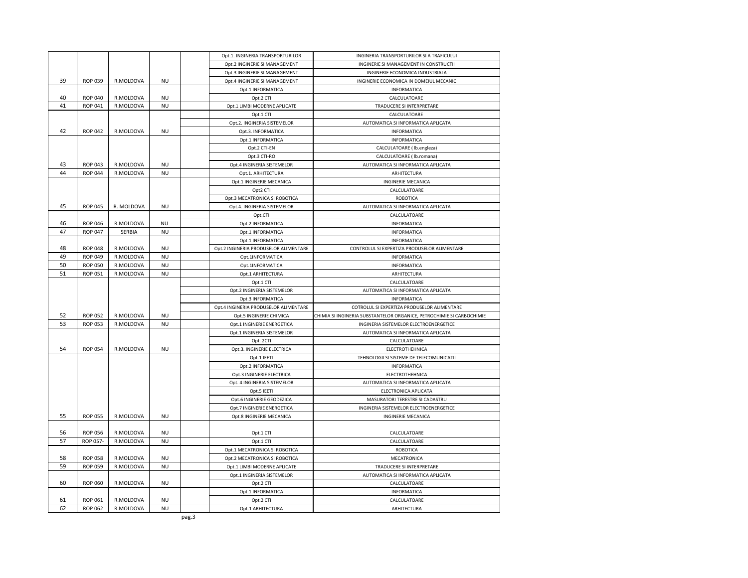| | | | | | | |
|---|---|---|---|---|---|---|
| | | | | | Opt.1. INGINERIA TRANSPORTURILOR | INGINERIA TRANSPORTURILOR SI A TRAFICULUI |
| | | | | | Opt.2 INGINERIE SI MANAGEMENT | INGINERIE SI MANAGEMENT IN CONSTRUCTII |
| | | | | | Opt.3 INGINERIE SI MANAGEMENT | INGINERIE ECONOMICA INDUSTRIALA |
| 39 | ROP 039 | R.MOLDOVA | NU | | Opt.4 INGINERIE SI MANAGEMENT | INGINERIE ECONOMICA IN DOMEIUL MECANIC |
| | | | | | Opt.1 INFORMATICA | INFORMATICA |
| 40 | ROP 040 | R.MOLDOVA | NU | | Opt.2 CTI | CALCULATOARE |
| 41 | ROP 041 | R.MOLDOVA | NU | | Opt.1 LIMBI MODERNE APLICATE | TRADUCERE SI INTERPRETARE |
| | | | | | Opt.1 CTI | CALCULATOARE |
| | | | | | Opt.2. INGINERIA SISTEMELOR | AUTOMATICA SI INFORMATICA APLICATA |
| 42 | ROP 042 | R.MOLDOVA | NU | | Opt.3. INFORMATICA | INFORMATICA |
| | | | | | Opt.1 INFORMATICA | INFORMATICA |
| | | | | | Opt.2 CTI-EN | CALCULATOARE ( lb.engleza) |
| | | | | | Opt.3 CTI-RO | CALCULATOARE ( lb.romana) |
| 43 | ROP 043 | R.MOLDOVA | NU | | Opt.4 INGINERIA SISTEMELOR | AUTOMATICA SI INFORMATICA APLICATA |
| 44 | ROP 044 | R.MOLDOVA | NU | | Opt.1. ARHITECTURA | ARHITECTURA |
| | | | | | Opt.1 INGINERIE MECANICA | INGINERIE MECANICA |
| | | | | | Opt2 CTI | CALCULATOARE |
| | | | | | Opt.3 MECATRONICA SI ROBOTICA | ROBOTICA |
| 45 | ROP 045 | R. MOLDOVA | NU | | Opt.4. INGINERIA SISTEMELOR | AUTOMATICA SI INFORMATICA APLICATA |
| | | | | | Opt.CTI | CALCULATOARE |
| 46 | ROP 046 | R.MOLDOVA | NU | | Opt.2 INFORMATICA | INFORMATICA |
| 47 | ROP 047 | SERBIA | NU | | Opt.1 INFORMATICA | INFORMATICA |
| | | | | | Opt.1 INFORMATICA | INFORMATICA |
| 48 | ROP 048 | R.MOLDOVA | NU | | Opt.2 INGINERIA PRODUSELOR ALIMENTARE | CONTROLUL SI EXPERTIZA PRODUSELOR ALIMENTARE |
| 49 | ROP 049 | R.MOLDOVA | NU | | Opt.1INFORMATICA | INFORMATICA |
| 50 | ROP 050 | R.MOLDOVA | NU | | Opt.1INFORMATICA | INFORMATICA |
| 51 | ROP 051 | R.MOLDOVA | NU | | Opt.1 ARHITECTURA | ARHITECTURA |
| | | | | | Opt.1 CTI | CALCULATOARE |
| | | | | | Opt.2 INGINERIA SISTEMELOR | AUTOMATICA SI INFORMATICA APLICATA |
| | | | | | Opt.3 INFORMATICA | INFORMATICA |
| | | | | | Opt.4 INGINERIA PRODUSELOR ALIMENTARE | COTROLUL SI EXPERTIZA PRODUSELOR ALIMENTARE |
| 52 | ROP 052 | R.MOLDOVA | NU | | Opt.5 INGINERIE CHIMICA | CHIMIA SI INGINERIA SUBSTANTELOR ORGANICE, PETROCHIMIE SI CARBOCHIMIE |
| 53 | ROP 053 | R.MOLDOVA | NU | | Opt.1 INGINERIE ENERGETICA | INGINERIA SISTEMELOR ELECTROENERGETICE |
| | | | | | Opt.1 INGINERIA SISTEMELOR | AUTOMATICA SI INFORMATICA APLICATA |
| | | | | | Opt. 2CTI | CALCULATOARE |
| 54 | ROP 054 | R.MOLDOVA | NU | | Opt.3. INGINERIE ELECTRICA | ELECTROTHEHNICA |
| | | | | | Opt.1 IEETI | TEHNOLOGII SI SISTEME DE TELECOMUNICATII |
| | | | | | Opt.2 INFORMATICA | INFORMATICA |
| | | | | | Opt.3 INGINERIE ELECTRICA | ELECTROTHEHNICA |
| | | | | | Opt. 4 INGINERIA SISTEMELOR | AUTOMATICA SI INFORMATICA APLICATA |
| | | | | | Opt.5 IEETI | ELECTRONICA APLICATA |
| | | | | | Opt.6 INGINERIE GEODEZICA | MASURATORI TERESTRE SI CADASTRU |
| | | | | | Opt.7 INGINERIE ENERGETICA | INGINERIA SISTEMELOR ELECTROENERGETICE |
| 55 | ROP 055 | R.MOLDOVA | NU | | Opt.8 INGINERIE MECANICA | INGINERIE MECANICA |
| 56 | ROP 056 | R.MOLDOVA | NU | | Opt.1 CTI | CALCULATOARE |
| 57 | ROP 057- | R.MOLDOVA | NU | | Opt.1 CTI | CALCULATOARE |
| | | | | | Opt.1 MECATRONICA SI ROBOTICA | ROBOTICA |
| 58 | ROP 058 | R.MOLDOVA | NU | | Opt.2 MECATRONICA SI ROBOTICA | MECATRONICA |
| 59 | ROP 059 | R.MOLDOVA | NU | | Opt.1 LIMBI MODERNE APLICATE | TRADUCERE SI INTERPRETARE |
| | | | | | Opt.1 INGINERIA SISTEMELOR | AUTOMATICA SI INFORMATICA APLICATA |
| 60 | ROP 060 | R.MOLDOVA | NU | | Opt.2 CTI | CALCULATOARE |
| | | | | | Opt.1 INFORMATICA | INFORMATICA |
| 61 | ROP 061 | R.MOLDOVA | NU | | Opt.2 CTI | CALCULATOARE |
| 62 | ROP 062 | R.MOLDOVA | NU | | Opt.1 ARHITECTURA | ARHITECTURA |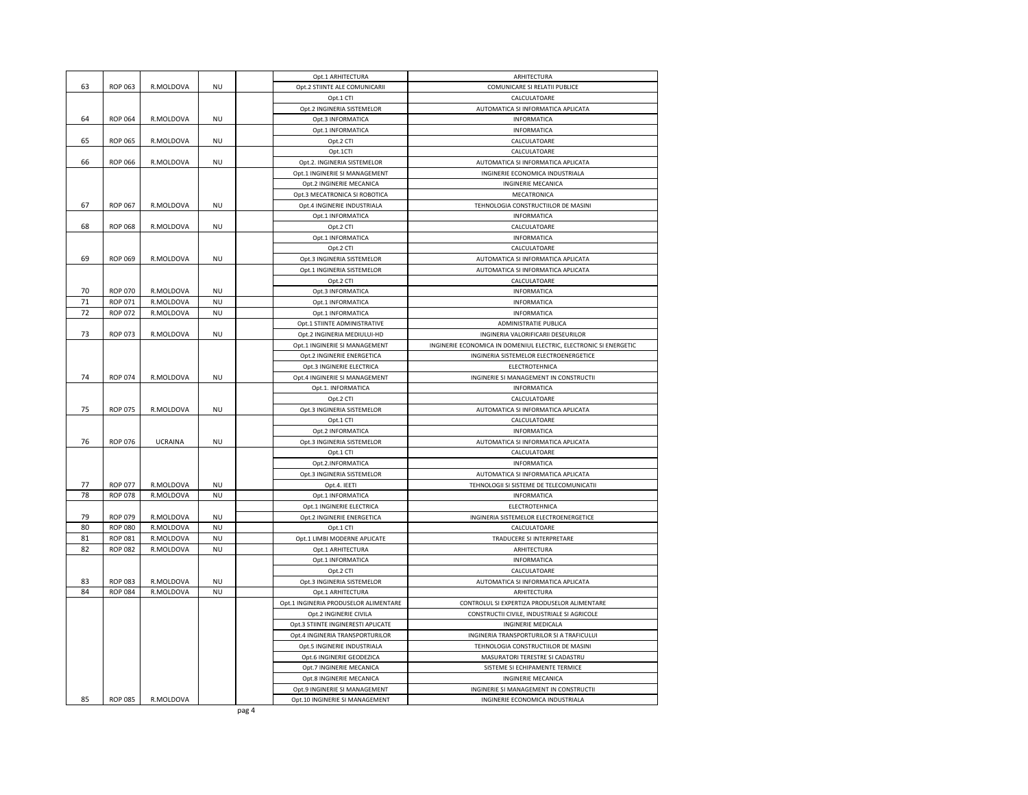| | | | | | | |
|---|---|---|---|---|---|---|
| | | | | | Opt.1 ARHITECTURA | ARHITECTURA |
| 63 | ROP 063 | R.MOLDOVA | NU | | Opt.2 STIINTE ALE COMUNICARII | COMUNICARE SI RELATII PUBLICE |
| | | | | | Opt.1 CTI | CALCULATOARE |
| | | | | | Opt.2 INGINERIA SISTEMELOR | AUTOMATICA SI INFORMATICA APLICATA |
| 64 | ROP 064 | R.MOLDOVA | NU | | Opt.3 INFORMATICA | INFORMATICA |
| | | | | | Opt.1 INFORMATICA | INFORMATICA |
| 65 | ROP 065 | R.MOLDOVA | NU | | Opt.2 CTI | CALCULATOARE |
| | | | | | Opt.1CTI | CALCULATOARE |
| 66 | ROP 066 | R.MOLDOVA | NU | | Opt.2. INGINERIA SISTEMELOR | AUTOMATICA SI INFORMATICA APLICATA |
| | | | | | Opt.1 INGINERIE SI MANAGEMENT | INGINERIE ECONOMICA INDUSTRIALA |
| | | | | | Opt.2 INGINERIE MECANICA | INGINERIE MECANICA |
| | | | | | Opt.3 MECATRONICA SI ROBOTICA | MECATRONICA |
| 67 | ROP 067 | R.MOLDOVA | NU | | Opt.4 INGINERIE INDUSTRIALA | TEHNOLOGIA CONSTRUCTIILOR DE MASINI |
| | | | | | Opt.1 INFORMATICA | INFORMATICA |
| 68 | ROP 068 | R.MOLDOVA | NU | | Opt.2 CTI | CALCULATOARE |
| | | | | | Opt.1 INFORMATICA | INFORMATICA |
| | | | | | Opt.2 CTI | CALCULATOARE |
| 69 | ROP 069 | R.MOLDOVA | NU | | Opt.3 INGINERIA SISTEMELOR | AUTOMATICA SI INFORMATICA APLICATA |
| | | | | | Opt.1 INGINERIA SISTEMELOR | AUTOMATICA SI INFORMATICA APLICATA |
| | | | | | Opt.2 CTI | CALCULATOARE |
| 70 | ROP 070 | R.MOLDOVA | NU | | Opt.3 INFORMATICA | INFORMATICA |
| 71 | ROP 071 | R.MOLDOVA | NU | | Opt.1 INFORMATICA | INFORMATICA |
| 72 | ROP 072 | R.MOLDOVA | NU | | Opt.1 INFORMATICA | INFORMATICA |
| | | | | | Opt.1 STIINTE ADMINISTRATIVE | ADMINISTRATIE PUBLICA |
| 73 | ROP 073 | R.MOLDOVA | NU | | Opt.2 INGINERIA MEDIULUI-HD | INGINERIA VALORIFICARII DESEURILOR |
| | | | | | Opt.1 INGINERIE SI MANAGEMENT | INGINERIE ECONOMICA IN DOMENIUL ELECTRIC, ELECTRONIC SI ENERGETIC |
| | | | | | Opt.2 INGINERIE ENERGETICA | INGINERIA SISTEMELOR ELECTROENERGETICE |
| | | | | | Opt.3 INGINERIE ELECTRICA | ELECTROTEHNICA |
| 74 | ROP 074 | R.MOLDOVA | NU | | Opt.4 INGINERIE SI MANAGEMENT | INGINERIE SI MANAGEMENT IN CONSTRUCTII |
| | | | | | Opt.1. INFORMATICA | INFORMATICA |
| | | | | | Opt.2 CTI | CALCULATOARE |
| 75 | ROP 075 | R.MOLDOVA | NU | | Opt.3 INGINERIA SISTEMELOR | AUTOMATICA SI INFORMATICA APLICATA |
| | | | | | Opt.1 CTI | CALCULATOARE |
| | | | | | Opt.2 INFORMATICA | INFORMATICA |
| 76 | ROP 076 | UCRAINA | NU | | Opt.3 INGINERIA SISTEMELOR | AUTOMATICA SI INFORMATICA APLICATA |
| | | | | | Opt.1 CTI | CALCULATOARE |
| | | | | | Opt.2.INFORMATICA | INFORMATICA |
| | | | | | Opt.3 INGINERIA SISTEMELOR | AUTOMATICA SI INFORMATICA APLICATA |
| 77 | ROP 077 | R.MOLDOVA | NU | | Opt.4. IEETI | TEHNOLOGII SI SISTEME DE TELECOMUNICATII |
| 78 | ROP 078 | R.MOLDOVA | NU | | Opt.1 INFORMATICA | INFORMATICA |
| | | | | | Opt.1 INGINERIE ELECTRICA | ELECTROTEHNICA |
| 79 | ROP 079 | R.MOLDOVA | NU | | Opt.2 INGINERIE ENERGETICA | INGINERIA SISTEMELOR ELECTROENERGETICE |
| 80 | ROP 080 | R.MOLDOVA | NU | | Opt.1 CTI | CALCULATOARE |
| 81 | ROP 081 | R.MOLDOVA | NU | | Opt.1 LIMBI MODERNE APLICATE | TRADUCERE SI INTERPRETARE |
| 82 | ROP 082 | R.MOLDOVA | NU | | Opt.1 ARHITECTURA | ARHITECTURA |
| | | | | | Opt.1 INFORMATICA | INFORMATICA |
| | | | | | Opt.2 CTI | CALCULATOARE |
| 83 | ROP 083 | R.MOLDOVA | NU | | Opt.3 INGINERIA SISTEMELOR | AUTOMATICA SI INFORMATICA APLICATA |
| 84 | ROP 084 | R.MOLDOVA | NU | | Opt.1 ARHITECTURA | ARHITECTURA |
| | | | | | Opt.1 INGINERIA PRODUSELOR ALIMENTARE | CONTROLUL SI EXPERTIZA PRODUSELOR ALIMENTARE |
| | | | | | Opt.2 INGINERIE CIVILA | CONSTRUCTII CIVILE, INDUSTRIALE SI AGRICOLE |
| | | | | | Opt.3 STIINTE INGINERESTI APLICATE | INGINERIE MEDICALA |
| | | | | | Opt.4 INGINERIA TRANSPORTURILOR | INGINERIA TRANSPORTURILOR SI A TRAFICULUI |
| | | | | | Opt.5 INGINERIE INDUSTRIALA | TEHNOLOGIA CONSTRUCTIILOR DE MASINI |
| | | | | | Opt.6 INGINERIE GEODEZICA | MASURATORI TERESTRE SI CADASTRU |
| | | | | | Opt.7 INGINERIE MECANICA | SISTEME SI ECHIPAMENTE TERMICE |
| | | | | | Opt.8 INGINERIE MECANICA | INGINERIE MECANICA |
| | | | | | Opt.9 INGINERIE SI MANAGEMENT | INGINERIE SI MANAGEMENT IN CONSTRUCTII |
| 85 | ROP 085 | R.MOLDOVA | | | Opt.10 INGINERIE SI MANAGEMENT | INGINERIE ECONOMICA INDUSTRIALA |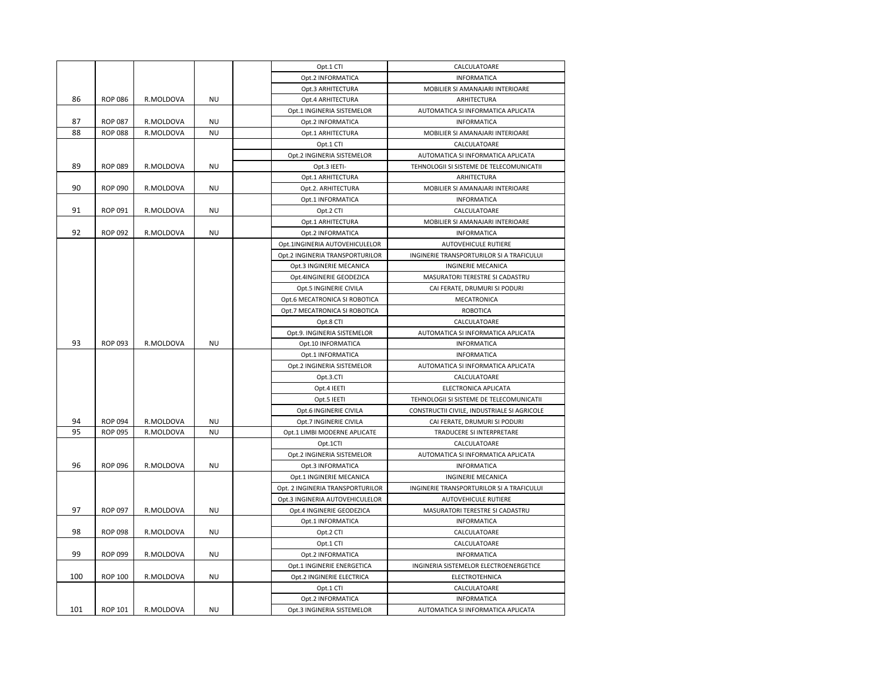|  |  |  |  |  | Opt.1 CTI | CALCULATOARE |
|---|---|---|---|---|---|---|
|  |  |  |  |  | Opt.2 INFORMATICA | INFORMATICA |
|  |  |  |  |  | Opt.3 ARHITECTURA | MOBILIER SI AMANAJARI INTERIOARE |
| 86 | ROP 086 | R.MOLDOVA | NU |  | Opt.4 ARHITECTURA | ARHITECTURA |
|  |  |  |  |  | Opt.1 INGINERIA SISTEMELOR | AUTOMATICA SI INFORMATICA APLICATA |
| 87 | ROP 087 | R.MOLDOVA | NU |  | Opt.2 INFORMATICA | INFORMATICA |
| 88 | ROP 088 | R.MOLDOVA | NU |  | Opt.1 ARHITECTURA | MOBILIER SI AMANAJARI INTERIOARE |
|  |  |  |  |  | Opt.1 CTI | CALCULATOARE |
|  |  |  |  |  | Opt.2 INGINERIA SISTEMELOR | AUTOMATICA SI INFORMATICA APLICATA |
| 89 | ROP 089 | R.MOLDOVA | NU |  | Opt.3 IEETI- | TEHNOLOGII SI SISTEME DE TELECOMUNICATII |
|  |  |  |  |  | Opt.1 ARHITECTURA | ARHITECTURA |
| 90 | ROP 090 | R.MOLDOVA | NU |  | Opt.2. ARHITECTURA | MOBILIER SI AMANAJARI INTERIOARE |
|  |  |  |  |  | Opt.1 INFORMATICA | INFORMATICA |
| 91 | ROP 091 | R.MOLDOVA | NU |  | Opt.2 CTI | CALCULATOARE |
|  |  |  |  |  | Opt.1 ARHITECTURA | MOBILIER SI AMANAJARI INTERIOARE |
| 92 | ROP 092 | R.MOLDOVA | NU |  | Opt.2 INFORMATICA | INFORMATICA |
|  |  |  |  |  | Opt.1INGINERIA AUTOVEHICULELOR | AUTOVEHICULE RUTIERE |
|  |  |  |  |  | Opt.2 INGINERIA TRANSPORTURILOR | INGINERIE TRANSPORTURILOR SI A TRAFICULUI |
|  |  |  |  |  | Opt.3 INGINERIE MECANICA | INGINERIE MECANICA |
|  |  |  |  |  | Opt.4INGINERIE GEODEZICA | MASURATORI TERESTRE SI CADASTRU |
|  |  |  |  |  | Opt.5 INGINERIE CIVILA | CAI FERATE, DRUMURI SI PODURI |
|  |  |  |  |  | Opt.6 MECATRONICA SI ROBOTICA | MECATRONICA |
|  |  |  |  |  | Opt.7 MECATRONICA SI ROBOTICA | ROBOTICA |
|  |  |  |  |  | Opt.8 CTI | CALCULATOARE |
|  |  |  |  |  | Opt.9. INGINERIA SISTEMELOR | AUTOMATICA SI INFORMATICA APLICATA |
| 93 | ROP 093 | R.MOLDOVA | NU |  | Opt.10 INFORMATICA | INFORMATICA |
|  |  |  |  |  | Opt.1 INFORMATICA | INFORMATICA |
|  |  |  |  |  | Opt.2 INGINERIA SISTEMELOR | AUTOMATICA SI INFORMATICA APLICATA |
|  |  |  |  |  | Opt.3.CTI | CALCULATOARE |
|  |  |  |  |  | Opt.4 IEETI | ELECTRONICA APLICATA |
|  |  |  |  |  | Opt.5 IEETI | TEHNOLOGII SI SISTEME DE TELECOMUNICATII |
|  |  |  |  |  | Opt.6 INGINERIE CIVILA | CONSTRUCTII CIVILE, INDUSTRIALE SI AGRICOLE |
| 94 | ROP 094 | R.MOLDOVA | NU |  | Opt.7 INGINERIE CIVILA | CAI FERATE, DRUMURI SI PODURI |
| 95 | ROP 095 | R.MOLDOVA | NU |  | Opt.1 LIMBI MODERNE APLICATE | TRADUCERE SI INTERPRETARE |
|  |  |  |  |  | Opt.1CTI | CALCULATOARE |
|  |  |  |  |  | Opt.2 INGINERIA SISTEMELOR | AUTOMATICA SI INFORMATICA APLICATA |
| 96 | ROP 096 | R.MOLDOVA | NU |  | Opt.3 INFORMATICA | INFORMATICA |
|  |  |  |  |  | Opt.1 INGINERIE MECANICA | INGINERIE MECANICA |
|  |  |  |  |  | Opt. 2 INGINERIA TRANSPORTURILOR | INGINERIE TRANSPORTURILOR SI A TRAFICULUI |
|  |  |  |  |  | Opt.3 INGINERIA AUTOVEHICULELOR | AUTOVEHICULE RUTIERE |
| 97 | ROP 097 | R.MOLDOVA | NU |  | Opt.4 INGINERIE GEODEZICA | MASURATORI TERESTRE SI CADASTRU |
|  |  |  |  |  | Opt.1 INFORMATICA | INFORMATICA |
| 98 | ROP 098 | R.MOLDOVA | NU |  | Opt.2 CTI | CALCULATOARE |
|  |  |  |  |  | Opt.1 CTI | CALCULATOARE |
| 99 | ROP 099 | R.MOLDOVA | NU |  | Opt.2 INFORMATICA | INFORMATICA |
|  |  |  |  |  | Opt.1 INGINERIE ENERGETICA | INGINERIA SISTEMELOR ELECTROENERGETICE |
| 100 | ROP 100 | R.MOLDOVA | NU |  | Opt.2 INGINERIE ELECTRICA | ELECTROTEHNICA |
|  |  |  |  |  | Opt.1 CTI | CALCULATOARE |
|  |  |  |  |  | Opt.2 INFORMATICA | INFORMATICA |
| 101 | ROP 101 | R.MOLDOVA | NU |  | Opt.3 INGINERIA SISTEMELOR | AUTOMATICA SI INFORMATICA APLICATA |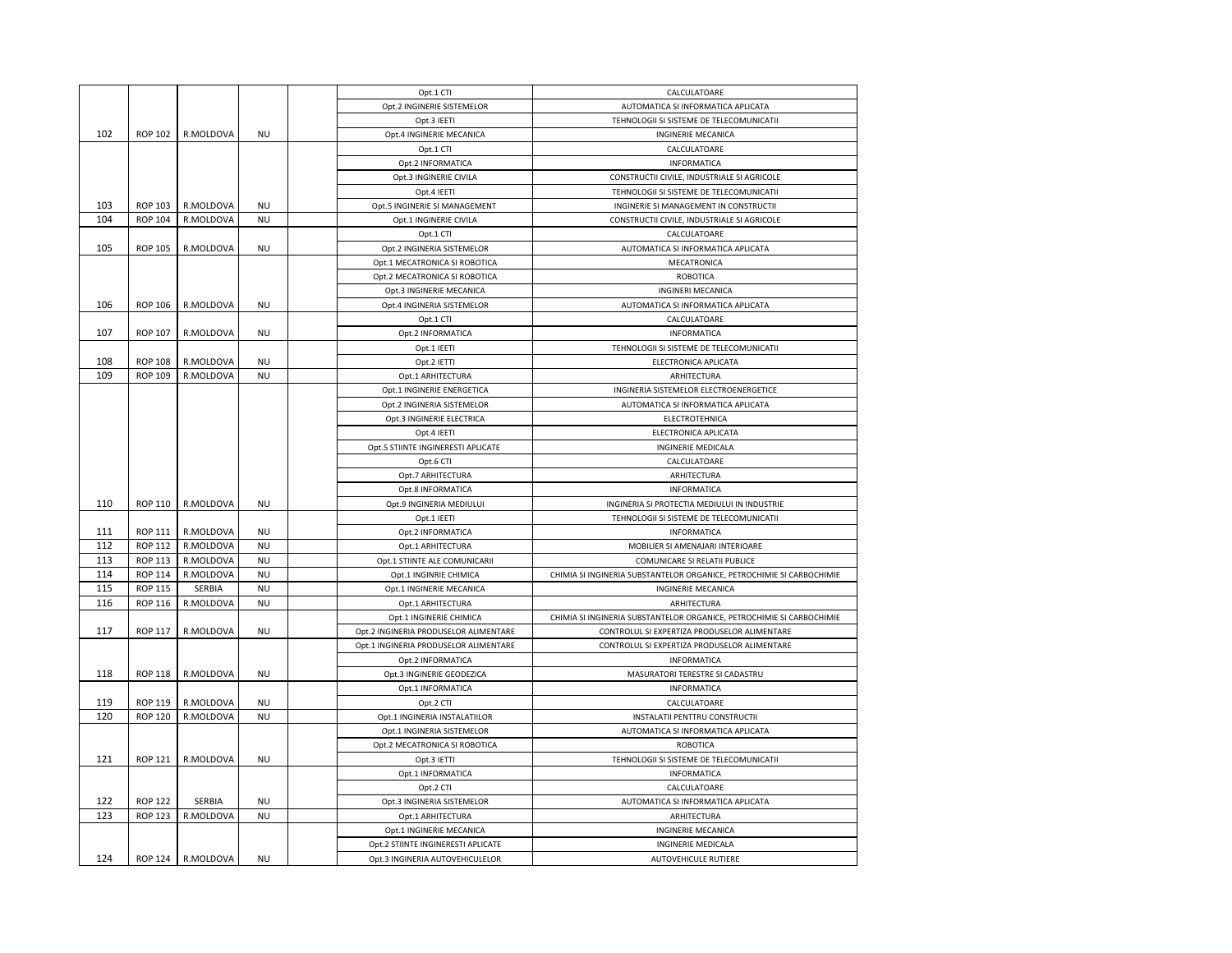| | | | | | | |
|---|---|---|---|---|---|---|
| | | | | | Opt.1 CTI | CALCULATOARE |
| | | | | | Opt.2 INGINERIE SISTEMELOR | AUTOMATICA SI INFORMATICA APLICATA |
| | | | | | Opt.3 IEETI | TEHNOLOGII SI SISTEME DE TELECOMUNICATII |
| 102 | ROP 102 | R.MOLDOVA | NU | | Opt.4 INGINERIE MECANICA | INGINERIE MECANICA |
| | | | | | Opt.1 CTI | CALCULATOARE |
| | | | | | Opt.2 INFORMATICA | INFORMATICA |
| | | | | | Opt.3 INGINERIE CIVILA | CONSTRUCTII CIVILE, INDUSTRIALE SI AGRICOLE |
| | | | | | Opt.4 IEETI | TEHNOLOGII SI SISTEME DE TELECOMUNICATII |
| 103 | ROP 103 | R.MOLDOVA | NU | | Opt.5 INGINERIE SI MANAGEMENT | INGINERIE SI MANAGEMENT IN CONSTRUCTII |
| 104 | ROP 104 | R.MOLDOVA | NU | | Opt.1 INGINERIE CIVILA | CONSTRUCTII CIVILE, INDUSTRIALE SI AGRICOLE |
| | | | | | Opt.1 CTI | CALCULATOARE |
| 105 | ROP 105 | R.MOLDOVA | NU | | Opt.2 INGINERIA SISTEMELOR | AUTOMATICA SI INFORMATICA APLICATA |
| | | | | | Opt.1 MECATRONICA SI ROBOTICA | MECATRONICA |
| | | | | | Opt.2 MECATRONICA SI ROBOTICA | ROBOTICA |
| | | | | | Opt.3 INGINERIE MECANICA | INGINERI MECANICA |
| 106 | ROP 106 | R.MOLDOVA | NU | | Opt.4 INGINERIA SISTEMELOR | AUTOMATICA SI INFORMATICA APLICATA |
| | | | | | Opt.1 CTI | CALCULATOARE |
| 107 | ROP 107 | R.MOLDOVA | NU | | Opt.2 INFORMATICA | INFORMATICA |
| | | | | | Opt.1 IEETI | TEHNOLOGII SI SISTEME DE TELECOMUNICATII |
| 108 | ROP 108 | R.MOLDOVA | NU | | Opt.2 IETTI | ELECTRONICA APLICATA |
| 109 | ROP 109 | R.MOLDOVA | NU | | Opt.1 ARHITECTURA | ARHITECTURA |
| | | | | | Opt.1 INGINERIE ENERGETICA | INGINERIA SISTEMELOR ELECTROENERGETICE |
| | | | | | Opt.2 INGINERIA SISTEMELOR | AUTOMATICA SI INFORMATICA APLICATA |
| | | | | | Opt.3 INGINERIE ELECTRICA | ELECTROTEHNICA |
| | | | | | Opt.4 IEETI | ELECTRONICA APLICATA |
| | | | | | Opt.5 STIINTE INGINERESTI APLICATE | INGINERIE MEDICALA |
| | | | | | Opt.6 CTI | CALCULATOARE |
| | | | | | Opt.7 ARHITECTURA | ARHITECTURA |
| | | | | | Opt.8 INFORMATICA | INFORMATICA |
| 110 | ROP 110 | R.MOLDOVA | NU | | Opt.9 INGINERIA MEDIULUI | INGINERIA SI PROTECTIA MEDIULUI IN INDUSTRIE |
| | | | | | Opt.1 IEETI | TEHNOLOGII SI SISTEME DE TELECOMUNICATII |
| 111 | ROP 111 | R.MOLDOVA | NU | | Opt.2 INFORMATICA | INFORMATICA |
| 112 | ROP 112 | R.MOLDOVA | NU | | Opt.1 ARHITECTURA | MOBILIER SI AMENAJARI INTERIOARE |
| 113 | ROP 113 | R.MOLDOVA | NU | | Opt.1 STIINTE ALE COMUNICARII | COMUNICARE SI RELATII PUBLICE |
| 114 | ROP 114 | R.MOLDOVA | NU | | Opt.1 INGINRIE CHIMICA | CHIMIA SI INGINERIA SUBSTANTELOR ORGANICE, PETROCHIMIE SI CARBOCHIMIE |
| 115 | ROP 115 | SERBIA | NU | | Opt.1 INGINERIE MECANICA | INGINERIE MECANICA |
| 116 | ROP 116 | R.MOLDOVA | NU | | Opt.1 ARHITECTURA | ARHITECTURA |
| | | | | | Opt.1 INGINERIE CHIMICA | CHIMIA SI INGINERIA SUBSTANTELOR ORGANICE, PETROCHIMIE SI CARBOCHIMIE |
| 117 | ROP 117 | R.MOLDOVA | NU | | Opt.2 INGINERIA PRODUSELOR ALIMENTARE | CONTROLUL SI EXPERTIZA PRODUSELOR ALIMENTARE |
| | | | | | Opt.1 INGINERIA PRODUSELOR ALIMENTARE | CONTROLUL SI EXPERTIZA PRODUSELOR ALIMENTARE |
| | | | | | Opt.2 INFORMATICA | INFORMATICA |
| 118 | ROP 118 | R.MOLDOVA | NU | | Opt.3 INGINERIE GEODEZICA | MASURATORI TERESTRE SI CADASTRU |
| | | | | | Opt.1 INFORMATICA | INFORMATICA |
| 119 | ROP 119 | R.MOLDOVA | NU | | Opt.2 CTI | CALCULATOARE |
| 120 | ROP 120 | R.MOLDOVA | NU | | Opt.1 INGINERIA INSTALATIILOR | INSTALATII PENTTRU CONSTRUCTII |
| | | | | | Opt.1 INGINERIA SISTEMELOR | AUTOMATICA SI INFORMATICA APLICATA |
| | | | | | Opt.2 MECATRONICA SI ROBOTICA | ROBOTICA |
| 121 | ROP 121 | R.MOLDOVA | NU | | Opt.3 IETTI | TEHNOLOGII SI SISTEME DE TELECOMUNICATII |
| | | | | | Opt.1 INFORMATICA | INFORMATICA |
| | | | | | Opt.2 CTI | CALCULATOARE |
| 122 | ROP 122 | SERBIA | NU | | Opt.3 INGINERIA SISTEMELOR | AUTOMATICA SI INFORMATICA APLICATA |
| 123 | ROP 123 | R.MOLDOVA | NU | | Opt.1 ARHITECTURA | ARHITECTURA |
| | | | | | Opt.1 INGINERIE MECANICA | INGINERIE MECANICA |
| | | | | | Opt.2 STIINTE INGINERESTI APLICATE | INGINERIE MEDICALA |
| 124 | ROP 124 | R.MOLDOVA | NU | | Opt.3 INGINERIA AUTOVEHICULELOR | AUTOVEHICULE RUTIERE |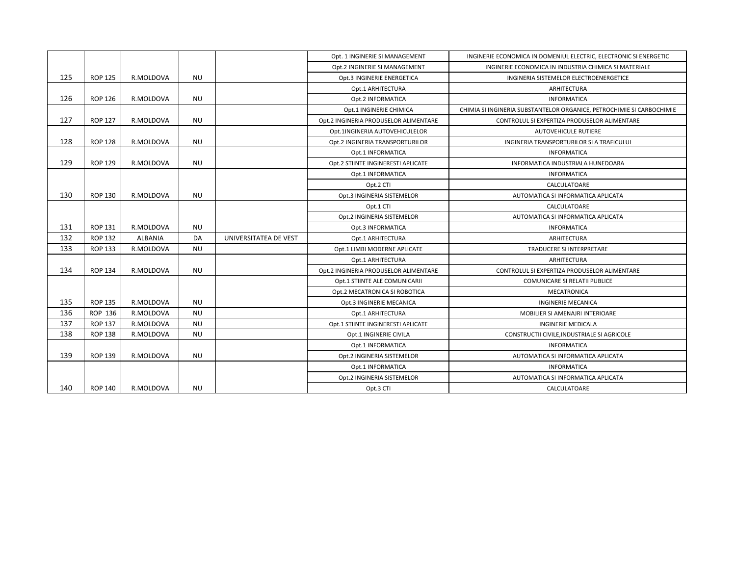| | | | | | Opt. 1 INGINERIE SI MANAGEMENT | INGINERIE ECONOMICA IN DOMENIUL ELECTRIC, ELECTRONIC SI ENERGETIC |
|---|---|---|---|---|---|---|
| | | | | | Opt.2 INGINERIE SI MANAGEMENT | INGINERIE ECONOMICA IN INDUSTRIA CHIMICA SI MATERIALE |
| 125 | ROP 125 | R.MOLDOVA | NU | | Opt.3 INGINERIE ENERGETICA | INGINERIA SISTEMELOR ELECTROENERGETICE |
| | | | | | Opt.1 ARHITECTURA | ARHITECTURA |
| 126 | ROP 126 | R.MOLDOVA | NU | | Opt.2 INFORMATICA | INFORMATICA |
| | | | | | Opt.1 INGINERIE CHIMICA | CHIMIA SI INGINERIA SUBSTANTELOR ORGANICE, PETROCHIMIE SI CARBOCHIMIE |
| 127 | ROP 127 | R.MOLDOVA | NU | | Opt.2 INGINERIA PRODUSELOR ALIMENTARE | CONTROLUL SI EXPERTIZA PRODUSELOR ALIMENTARE |
| | | | | | Opt.1INGINERIA AUTOVEHICULELOR | AUTOVEHICULE RUTIERE |
| 128 | ROP 128 | R.MOLDOVA | NU | | Opt.2 INGINERIA TRANSPORTURILOR | INGINERIA TRANSPORTURILOR SI A TRAFICULUI |
| | | | | | Opt.1 INFORMATICA | INFORMATICA |
| 129 | ROP 129 | R.MOLDOVA | NU | | Opt.2 STIINTE INGINERESTI APLICATE | INFORMATICA INDUSTRIALA HUNEDOARA |
| | | | | | Opt.1 INFORMATICA | INFORMATICA |
| | | | | | Opt.2 CTI | CALCULATOARE |
| 130 | ROP 130 | R.MOLDOVA | NU | | Opt.3 INGINERIA SISTEMELOR | AUTOMATICA SI INFORMATICA APLICATA |
| | | | | | Opt.1 CTI | CALCULATOARE |
| | | | | | Opt.2 INGINERIA SISTEMELOR | AUTOMATICA SI INFORMATICA APLICATA |
| 131 | ROP 131 | R.MOLDOVA | NU | | Opt.3 INFORMATICA | INFORMATICA |
| 132 | ROP 132 | ALBANIA | DA | UNIVERSITATEA DE VEST | Opt.1 ARHITECTURA | ARHITECTURA |
| 133 | ROP 133 | R.MOLDOVA | NU | | Opt.1 LIMBI MODERNE APLICATE | TRADUCERE SI INTERPRETARE |
| | | | | | Opt.1 ARHITECTURA | ARHITECTURA |
| 134 | ROP 134 | R.MOLDOVA | NU | | Opt.2 INGINERIA PRODUSELOR ALIMENTARE | CONTROLUL SI EXPERTIZA PRODUSELOR ALIMENTARE |
| | | | | | Opt.1 STIINTE ALE COMUNICARII | COMUNICARE SI RELATII PUBLICE |
| | | | | | Opt.2 MECATRONICA SI ROBOTICA | MECATRONICA |
| 135 | ROP 135 | R.MOLDOVA | NU | | Opt.3 INGINERIE MECANICA | INGINERIE MECANICA |
| 136 | ROP 136 | R.MOLDOVA | NU | | Opt.1 ARHITECTURA | MOBILIER SI AMENAJRI INTERIOARE |
| 137 | ROP 137 | R.MOLDOVA | NU | | Opt.1 STIINTE INGINERESTI APLICATE | INGINERIE MEDICALA |
| 138 | ROP 138 | R.MOLDOVA | NU | | Opt.1 INGINERIE CIVILA | CONSTRUCTII CIVILE,INDUSTRIALE SI AGRICOLE |
| | | | | | Opt.1 INFORMATICA | INFORMATICA |
| 139 | ROP 139 | R.MOLDOVA | NU | | Opt.2 INGINERIA SISTEMELOR | AUTOMATICA SI INFORMATICA APLICATA |
| | | | | | Opt.1 INFORMATICA | INFORMATICA |
| | | | | | Opt.2 INGINERIA SISTEMELOR | AUTOMATICA SI INFORMATICA APLICATA |
| 140 | ROP 140 | R.MOLDOVA | NU | | Opt.3 CTI | CALCULATOARE |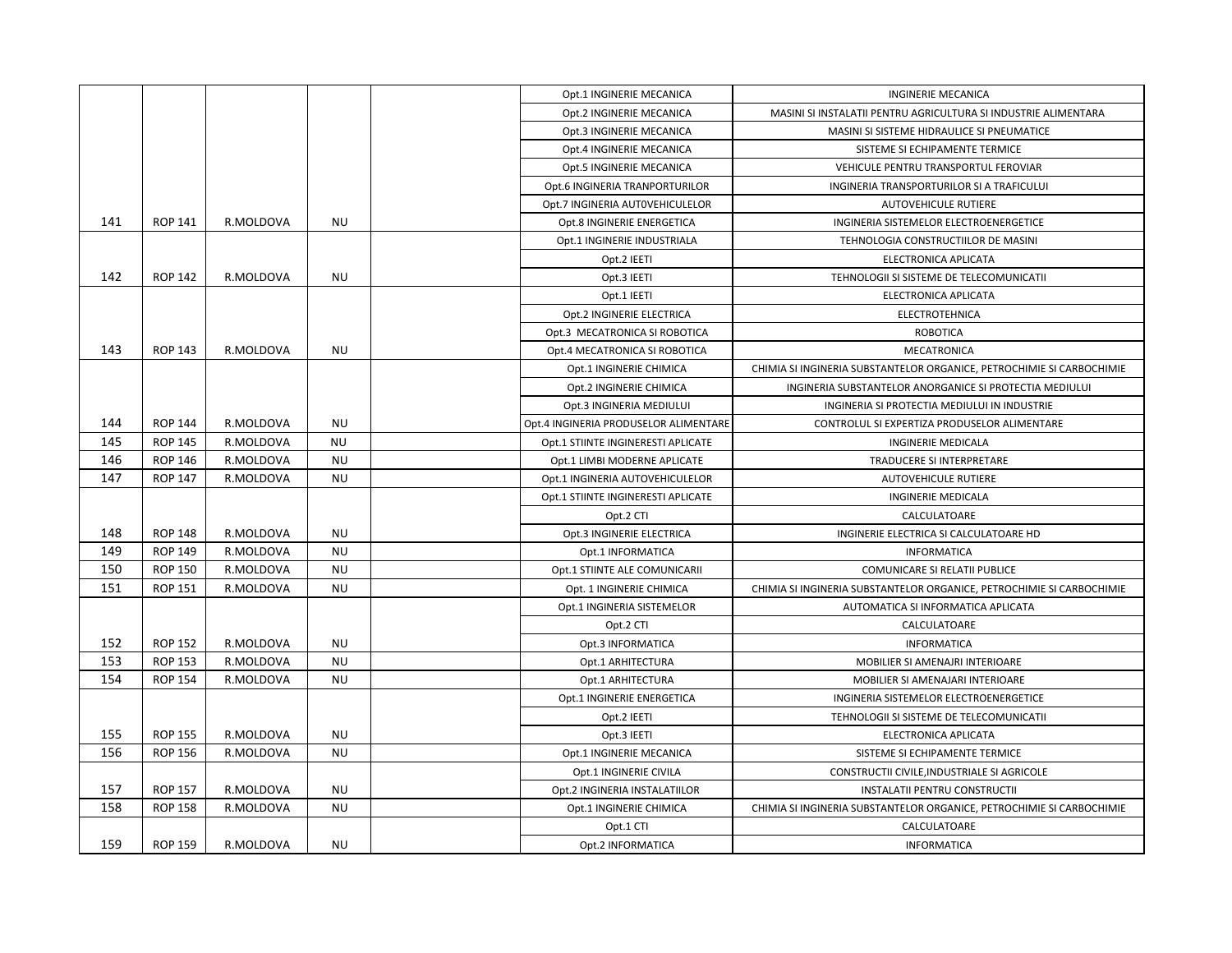| | | | | | | |
|---|---|---|---|---|---|---|
| | | | | | Opt.1 INGINERIE MECANICA | INGINERIE MECANICA |
| | | | | | Opt.2 INGINERIE MECANICA | MASINI SI INSTALATII PENTRU AGRICULTURA SI INDUSTRIE ALIMENTARA |
| | | | | | Opt.3 INGINERIE MECANICA | MASINI SI SISTEME HIDRAULICE SI PNEUMATICE |
| | | | | | Opt.4 INGINERIE MECANICA | SISTEME SI ECHIPAMENTE TERMICE |
| | | | | | Opt.5 INGINERIE MECANICA | VEHICULE PENTRU TRANSPORTUL FEROVIAR |
| | | | | | Opt.6 INGINERIA TRANPORTURILOR | INGINERIA TRANSPORTURILOR SI A TRAFICULUI |
| | | | | | Opt.7 INGINERIA AUT0VEHICULELOR | AUTOVEHICULE RUTIERE |
| 141 | ROP 141 | R.MOLDOVA | NU | | Opt.8 INGINERIE ENERGETICA | INGINERIA SISTEMELOR ELECTROENERGETICE |
| | | | | | Opt.1 INGINERIE INDUSTRIALA | TEHNOLOGIA CONSTRUCTIILOR DE MASINI |
| | | | | | Opt.2 IEETI | ELECTRONICA APLICATA |
| 142 | ROP 142 | R.MOLDOVA | NU | | Opt.3 IEETI | TEHNOLOGII SI SISTEME DE TELECOMUNICATII |
| | | | | | Opt.1 IEETI | ELECTRONICA APLICATA |
| | | | | | Opt.2 INGINERIE ELECTRICA | ELECTROTEHNICA |
| | | | | | Opt.3 MECATRONICA SI ROBOTICA | ROBOTICA |
| 143 | ROP 143 | R.MOLDOVA | NU | | Opt.4 MECATRONICA SI ROBOTICA | MECATRONICA |
| | | | | | Opt.1 INGINERIE CHIMICA | CHIMIA SI INGINERIA SUBSTANTELOR ORGANICE, PETROCHIMIE SI CARBOCHIMIE |
| | | | | | Opt.2 INGINERIE CHIMICA | INGINERIA SUBSTANTELOR ANORGANICE SI PROTECTIA MEDIULUI |
| | | | | | Opt.3 INGINERIA MEDIULUI | INGINERIA SI PROTECTIA MEDIULUI IN INDUSTRIE |
| 144 | ROP 144 | R.MOLDOVA | NU | | Opt.4 INGINERIA PRODUSELOR ALIMENTARE | CONTROLUL SI EXPERTIZA PRODUSELOR ALIMENTARE |
| 145 | ROP 145 | R.MOLDOVA | NU | | Opt.1 STIINTE INGINERESTI APLICATE | INGINERIE MEDICALA |
| 146 | ROP 146 | R.MOLDOVA | NU | | Opt.1 LIMBI MODERNE APLICATE | TRADUCERE SI INTERPRETARE |
| 147 | ROP 147 | R.MOLDOVA | NU | | Opt.1 INGINERIA AUTOVEHICULELOR | AUTOVEHICULE RUTIERE |
| | | | | | Opt.1 STIINTE INGINERESTI APLICATE | INGINERIE MEDICALA |
| | | | | | Opt.2 CTI | CALCULATOARE |
| 148 | ROP 148 | R.MOLDOVA | NU | | Opt.3 INGINERIE ELECTRICA | INGINERIE ELECTRICA SI CALCULATOARE HD |
| 149 | ROP 149 | R.MOLDOVA | NU | | Opt.1 INFORMATICA | INFORMATICA |
| 150 | ROP 150 | R.MOLDOVA | NU | | Opt.1 STIINTE ALE COMUNICARII | COMUNICARE SI RELATII PUBLICE |
| 151 | ROP 151 | R.MOLDOVA | NU | | Opt. 1 INGINERIE CHIMICA | CHIMIA SI INGINERIA SUBSTANTELOR ORGANICE, PETROCHIMIE SI CARBOCHIMIE |
| | | | | | Opt.1 INGINERIA SISTEMELOR | AUTOMATICA SI INFORMATICA APLICATA |
| | | | | | Opt.2 CTI | CALCULATOARE |
| 152 | ROP 152 | R.MOLDOVA | NU | | Opt.3 INFORMATICA | INFORMATICA |
| 153 | ROP 153 | R.MOLDOVA | NU | | Opt.1 ARHITECTURA | MOBILIER SI AMENAJRI INTERIOARE |
| 154 | ROP 154 | R.MOLDOVA | NU | | Opt.1 ARHITECTURA | MOBILIER SI AMENAJARI INTERIOARE |
| | | | | | Opt.1 INGINERIE ENERGETICA | INGINERIA SISTEMELOR ELECTROENERGETICE |
| | | | | | Opt.2 IEETI | TEHNOLOGII SI SISTEME DE TELECOMUNICATII |
| 155 | ROP 155 | R.MOLDOVA | NU | | Opt.3 IEETI | ELECTRONICA APLICATA |
| 156 | ROP 156 | R.MOLDOVA | NU | | Opt.1 INGINERIE MECANICA | SISTEME SI ECHIPAMENTE TERMICE |
| | | | | | Opt.1 INGINERIE CIVILA | CONSTRUCTII CIVILE,INDUSTRIALE SI AGRICOLE |
| 157 | ROP 157 | R.MOLDOVA | NU | | Opt.2 INGINERIA INSTALATIILOR | INSTALATII PENTRU CONSTRUCTII |
| 158 | ROP 158 | R.MOLDOVA | NU | | Opt.1 INGINERIE CHIMICA | CHIMIA SI INGINERIA SUBSTANTELOR ORGANICE, PETROCHIMIE SI CARBOCHIMIE |
| | | | | | Opt.1 CTI | CALCULATOARE |
| 159 | ROP 159 | R.MOLDOVA | NU | | Opt.2 INFORMATICA | INFORMATICA |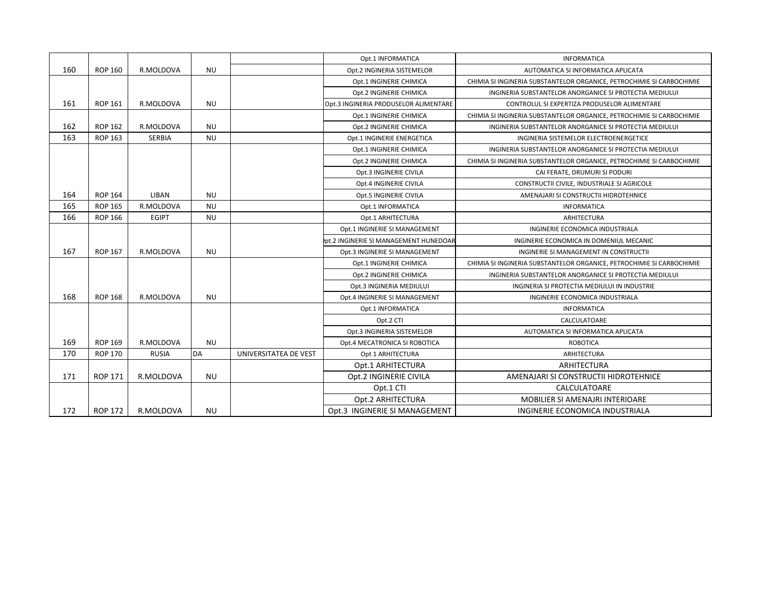| | | | | | | |
|---|---|---|---|---|---|---|
| | | | | | Opt.1 INFORMATICA | INFORMATICA |
| 160 | ROP 160 | R.MOLDOVA | NU | | Opt.2 INGINERIA SISTEMELOR | AUTOMATICA SI INFORMATICA APLICATA |
| | | | | | Opt.1 INGINERIE CHIMICA | CHIMIA SI INGINERIA SUBSTANTELOR ORGANICE, PETROCHIMIE SI CARBOCHIMIE |
| | | | | | Opt.2 INGINERIE CHIMICA | INGINERIA SUBSTANTELOR ANORGANICE SI PROTECTIA MEDIULUI |
| 161 | ROP 161 | R.MOLDOVA | NU | | Opt.3 INGINERIA PRODUSELOR ALIMENTARE | CONTROLUL SI EXPERTIZA PRODUSELOR ALIMENTARE |
| | | | | | Opt.1 INGINERIE CHIMICA | CHIMIA SI INGINERIA SUBSTANTELOR ORGANICE, PETROCHIMIE SI CARBOCHIMIE |
| 162 | ROP 162 | R.MOLDOVA | NU | | Opt.2 INGINERIE CHIMICA | INGINERIA SUBSTANTELOR ANORGANICE SI PROTECTIA MEDIULUI |
| 163 | ROP 163 | SERBIA | NU | | Opt.1 INGINERIE ENERGETICA | INGINERIA SISTEMELOR ELECTROENERGETICE |
| | | | | | Opt.1 INGINERIE CHIMICA | INGINERIA SUBSTANTELOR ANORGANICE SI PROTECTIA MEDIULUI |
| | | | | | Opt.2 INGINERIE CHIMICA | CHIMIA SI INGINERIA SUBSTANTELOR ORGANICE, PETROCHIMIE SI CARBOCHIMIE |
| | | | | | Opt.3 INGINERIE CIVILA | CAI FERATE, DRUMURI SI PODURI |
| | | | | | Opt.4 INGINERIE CIVILA | CONSTRUCTII CIVILE, INDUSTRIALE SI AGRICOLE |
| 164 | ROP 164 | LIBAN | NU | | Opt.5 INGINERIE CIVILA | AMENAJARI SI CONSTRUCTII HIDROTEHNICE |
| 165 | ROP 165 | R.MOLDOVA | NU | | Opt.1 INFORMATICA | INFORMATICA |
| 166 | ROP 166 | EGIPT | NU | | Opt.1 ARHITECTURA | ARHITECTURA |
| | | | | | Opt.1 INGINERIE SI MANAGEMENT | INGINERIE ECONOMICA INDUSTRIALA |
| | | | | | Opt.2 INGINERIE SI MANAGEMENT HUNEDOAR | INGINERIE ECONOMICA IN DOMENIUL MECANIC |
| 167 | ROP 167 | R.MOLDOVA | NU | | Opt.3 INGINERIE SI MANAGEMENT | INGINERIE SI MANAGEMENT IN CONSTRUCTII |
| | | | | | Opt.1 INGINERIE CHIMICA | CHIMIA SI INGINERIA SUBSTANTELOR ORGANICE, PETROCHIMIE SI CARBOCHIMIE |
| | | | | | Opt.2 INGINERIE CHIMICA | INGINERIA SUBSTANTELOR ANORGANICE SI PROTECTIA MEDIULUI |
| | | | | | Opt.3 INGINERIA MEDIULUI | INGINERIA SI PROTECTIA MEDIULUI IN INDUSTRIE |
| 168 | ROP 168 | R.MOLDOVA | NU | | Opt.4 INGINERIE SI MANAGEMENT | INGINERIE ECONOMICA INDUSTRIALA |
| | | | | | Opt.1 INFORMATICA | INFORMATICA |
| | | | | | Opt.2 CTI | CALCULATOARE |
| | | | | | Opt.3 INGINERIA SISTEMELOR | AUTOMATICA SI INFORMATICA APLICATA |
| 169 | ROP 169 | R.MOLDOVA | NU | | Opt.4 MECATRONICA SI ROBOTICA | ROBOTICA |
| 170 | ROP 170 | RUSIA | DA | UNIVERSITATEA DE VEST | Opt 1 ARHITECTURA | ARHITECTURA |
| | | | | | Opt.1 ARHITECTURA | ARHITECTURA |
| 171 | ROP 171 | R.MOLDOVA | NU | | Opt.2 INGINERIE CIVILA | AMENAJARI SI CONSTRUCTII HIDROTEHNICE |
| | | | | | Opt.1 CTI | CALCULATOARE |
| | | | | | Opt.2 ARHITECTURA | MOBILIER SI AMENAJRI INTERIOARE |
| 172 | ROP 172 | R.MOLDOVA | NU | | Opt.3 INGINERIE SI MANAGEMENT | INGINERIE ECONOMICA INDUSTRIALA |